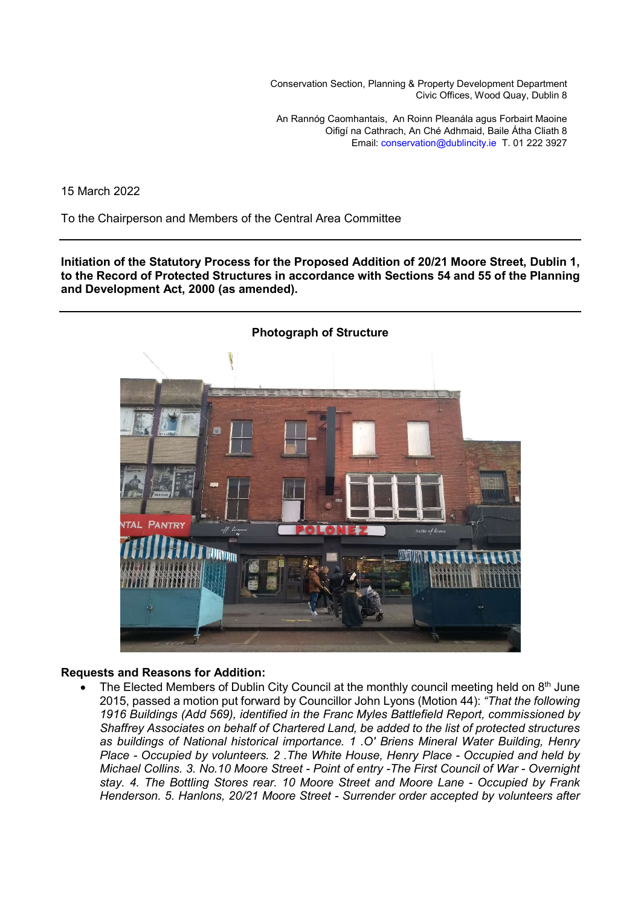Conservation Section, Planning & Property Development Department
Civic Offices, Wood Quay, Dublin 8

An Rannóg Caomhantais, An Roinn Pleanála agus Forbairt Maoine
Oifigí na Cathrach, An Ché Adhmaid, Baile Átha Cliath 8
Email: conservation@dublincity.ie T. 01 222 3927

15 March 2022

To the Chairperson and Members of the Central Area Committee

---

**Initiation of the Statutory Process for the Proposed Addition of 20/21 Moore Street, Dublin 1, to the Record of Protected Structures in accordance with Sections 54 and 55 of the Planning and Development Act, 2000 (as amended).**

---

**Photograph of Structure**

**Requests and Reasons for Addition:**

- The Elected Members of Dublin City Council at the monthly council meeting held on 8th June 2015, passed a motion put forward by Councillor John Lyons (Motion 44): *"That the following 1916 Buildings (Add 569), identified in the Franc Myles Battlefield Report, commissioned by Shaffrey Associates on behalf of Chartered Land, be added to the list of protected structures as buildings of National historical importance. 1 .O' Briens Mineral Water Building, Henry Place - Occupied by volunteers. 2 .The White House, Henry Place - Occupied and held by Michael Collins. 3. No.10 Moore Street - Point of entry -The First Council of War - Overnight stay. 4. The Bottling Stores rear. 10 Moore Street and Moore Lane - Occupied by Frank Henderson. 5. Hanlons, 20/21 Moore Street - Surrender order accepted by volunteers after*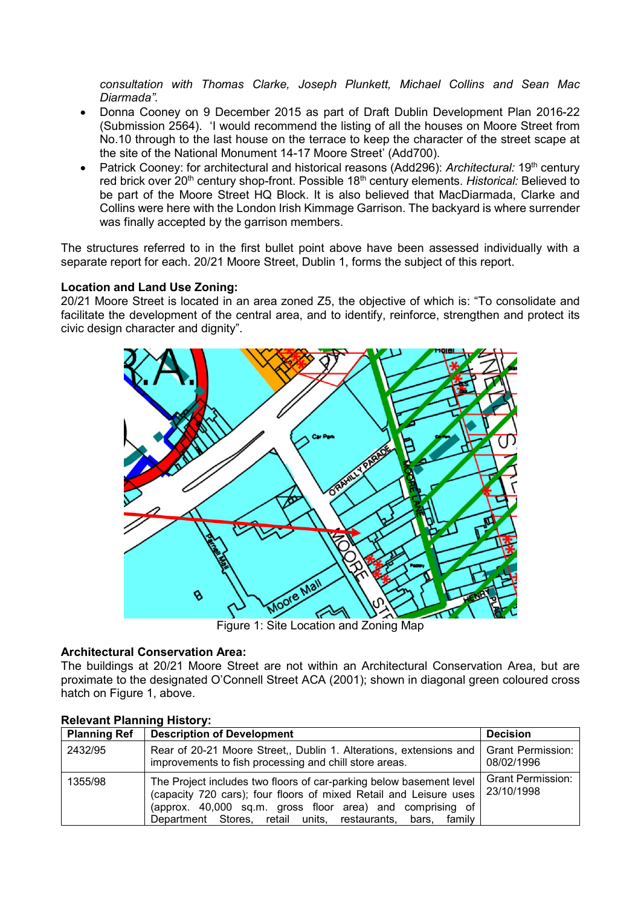consultation with Thomas Clarke, Joseph Plunkett, Michael Collins and Sean Mac Diarmada".*

- Donna Cooney on 9 December 2015 as part of Draft Dublin Development Plan 2016-22 (Submission 2564). 'I would recommend the listing of all the houses on Moore Street from No.10 through to the last house on the terrace to keep the character of the street scape at the site of the National Monument 14-17 Moore Street' (Add700).
- Patrick Cooney: for architectural and historical reasons (Add296): *Architectural:* 19th century red brick over 20th century shop-front. Possible 18th century elements. *Historical:* Believed to be part of the Moore Street HQ Block. It is also believed that MacDiarmada, Clarke and Collins were here with the London Irish Kimmage Garrison. The backyard is where surrender was finally accepted by the garrison members.

The structures referred to in the first bullet point above have been assessed individually with a separate report for each. 20/21 Moore Street, Dublin 1, forms the subject of this report.

**Location and Land Use Zoning:**
20/21 Moore Street is located in an area zoned Z5, the objective of which is: "To consolidate and facilitate the development of the central area, and to identify, reinforce, strengthen and protect its civic design character and dignity".

Figure 1: Site Location and Zoning Map

**Architectural Conservation Area:**
The buildings at 20/21 Moore Street are not within an Architectural Conservation Area, but are proximate to the designated O'Connell Street ACA (2001); shown in diagonal green coloured cross hatch on Figure 1, above.

**Relevant Planning History:**

| Planning Ref | Description of Development | Decision |
|---|---|---|
| 2432/95 | Rear of 20-21 Moore Street,, Dublin 1. Alterations, extensions and improvements to fish processing and chill store areas. | Grant Permission: 08/02/1996 |
| 1355/98 | The Project includes two floors of car-parking below basement level (capacity 720 cars); four floors of mixed Retail and Leisure uses (approx. 40,000 sq.m. gross floor area) and comprising of Department Stores, retail units, restaurants, bars, family | Grant Permission: 23/10/1998 |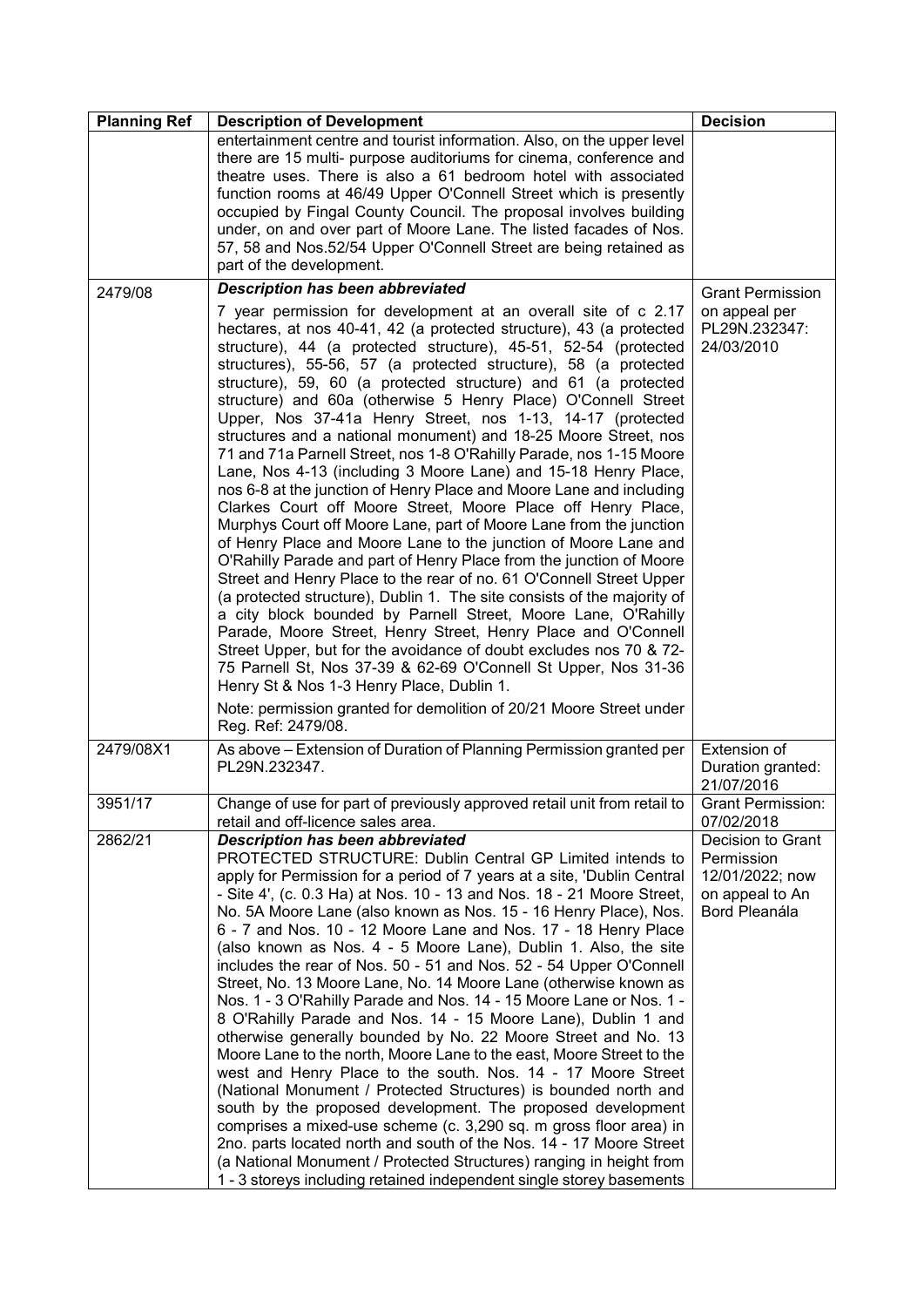| Planning Ref | Description of Development | Decision |
|---|---|---|
| | entertainment centre and tourist information. Also, on the upper level there are 15 multi- purpose auditoriums for cinema, conference and theatre uses. There is also a 61 bedroom hotel with associated function rooms at 46/49 Upper O'Connell Street which is presently occupied by Fingal County Council. The proposal involves building under, on and over part of Moore Lane. The listed facades of Nos. 57, 58 and Nos.52/54 Upper O'Connell Street are being retained as part of the development. | |
| 2479/08 | ***Description has been abbreviated*** <br> 7 year permission for development at an overall site of c 2.17 hectares, at nos 40-41, 42 (a protected structure), 43 (a protected structure), 44 (a protected structure), 45-51, 52-54 (protected structures), 55-56, 57 (a protected structure), 58 (a protected structure), 59, 60 (a protected structure) and 61 (a protected structure) and 60a (otherwise 5 Henry Place) O'Connell Street Upper, Nos 37-41a Henry Street, nos 1-13, 14-17 (protected structures and a national monument) and 18-25 Moore Street, nos 71 and 71a Parnell Street, nos 1-8 O'Rahilly Parade, nos 1-15 Moore Lane, Nos 4-13 (including 3 Moore Lane) and 15-18 Henry Place, nos 6-8 at the junction of Henry Place and Moore Lane and including Clarkes Court off Moore Street, Moore Place off Henry Place, Murphys Court off Moore Lane, part of Moore Lane from the junction of Henry Place and Moore Lane to the junction of Moore Lane and O'Rahilly Parade and part of Henry Place from the junction of Moore Street and Henry Place to the rear of no. 61 O'Connell Street Upper (a protected structure), Dublin 1. The site consists of the majority of a city block bounded by Parnell Street, Moore Lane, O'Rahilly Parade, Moore Street, Henry Street, Henry Place and O'Connell Street Upper, but for the avoidance of doubt excludes nos 70 & 72-75 Parnell St, Nos 37-39 & 62-69 O'Connell St Upper, Nos 31-36 Henry St & Nos 1-3 Henry Place, Dublin 1. <br> Note: permission granted for demolition of 20/21 Moore Street under Reg. Ref: 2479/08. | Grant Permission on appeal per PL29N.232347: 24/03/2010 |
| 2479/08X1 | As above – Extension of Duration of Planning Permission granted per PL29N.232347. | Extension of Duration granted: 21/07/2016 |
| 3951/17 | Change of use for part of previously approved retail unit from retail to retail and off-licence sales area. | Grant Permission: 07/02/2018 |
| 2862/21 | ***Description has been abbreviated*** <br> PROTECTED STRUCTURE: Dublin Central GP Limited intends to apply for Permission for a period of 7 years at a site, 'Dublin Central - Site 4', (c. 0.3 Ha) at Nos. 10 - 13 and Nos. 18 - 21 Moore Street, No. 5A Moore Lane (also known as Nos. 15 - 16 Henry Place), Nos. 6 - 7 and Nos. 10 - 12 Moore Lane and Nos. 17 - 18 Henry Place (also known as Nos. 4 - 5 Moore Lane), Dublin 1. Also, the site includes the rear of Nos. 50 - 51 and Nos. 52 - 54 Upper O'Connell Street, No. 13 Moore Lane, No. 14 Moore Lane (otherwise known as Nos. 1 - 3 O'Rahilly Parade and Nos. 14 - 15 Moore Lane or Nos. 1 - 8 O'Rahilly Parade and Nos. 14 - 15 Moore Lane), Dublin 1 and otherwise generally bounded by No. 22 Moore Street and No. 13 Moore Lane to the north, Moore Lane to the east, Moore Street to the west and Henry Place to the south. Nos. 14 - 17 Moore Street (National Monument / Protected Structures) is bounded north and south by the proposed development. The proposed development comprises a mixed-use scheme (c. 3,290 sq. m gross floor area) in 2no. parts located north and south of the Nos. 14 - 17 Moore Street (a National Monument / Protected Structures) ranging in height from 1 - 3 storeys including retained independent single storey basements | Decision to Grant Permission 12/01/2022; now on appeal to An Bord Pleanála |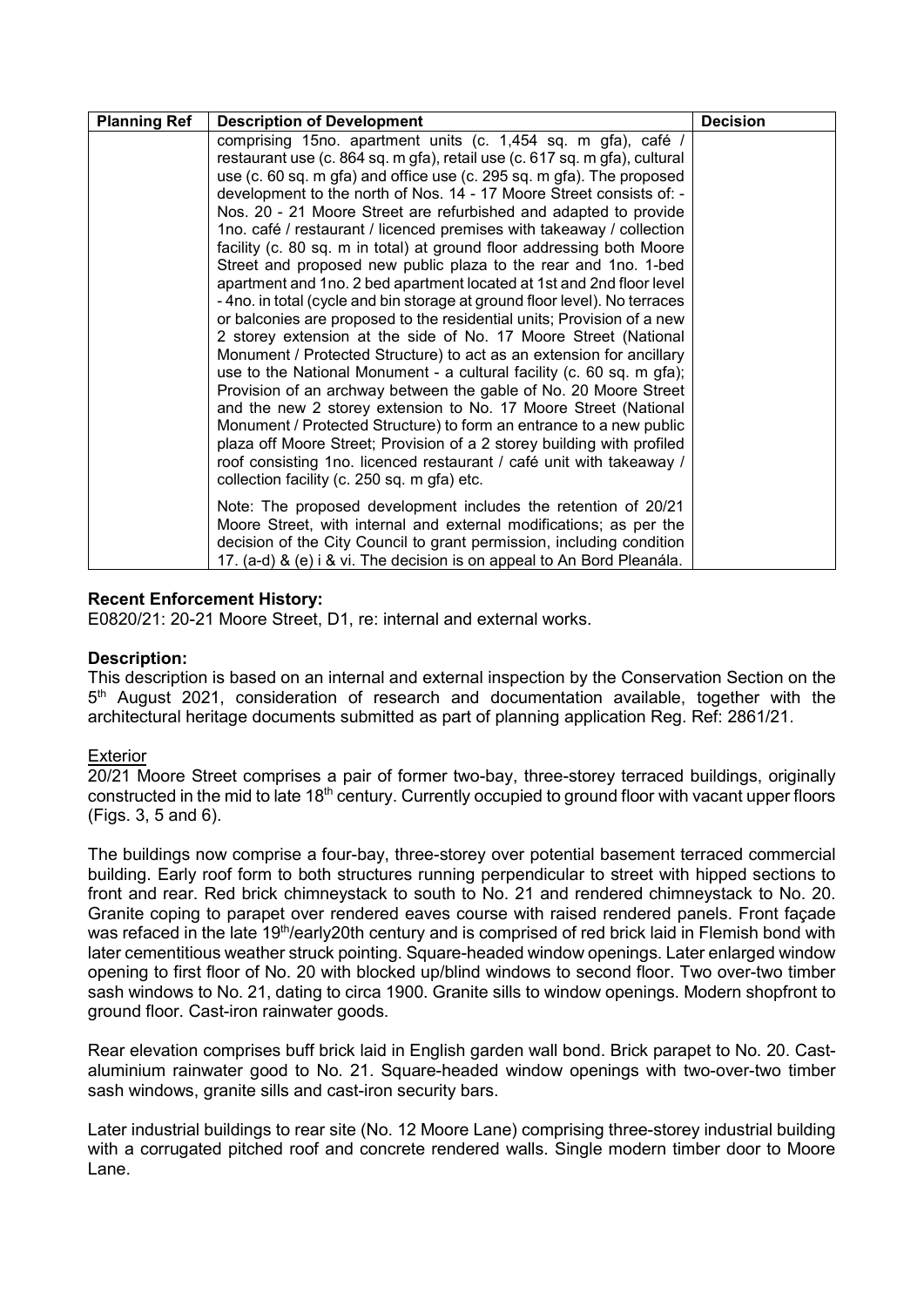| Planning Ref | Description of Development | Decision |
|---|---|---|
| | comprising 15no. apartment units (c. 1,454 sq. m gfa), café / restaurant use (c. 864 sq. m gfa), retail use (c. 617 sq. m gfa), cultural use (c. 60 sq. m gfa) and office use (c. 295 sq. m gfa). The proposed development to the north of Nos. 14 - 17 Moore Street consists of: - Nos. 20 - 21 Moore Street are refurbished and adapted to provide 1no. café / restaurant / licenced premises with takeaway / collection facility (c. 80 sq. m in total) at ground floor addressing both Moore Street and proposed new public plaza to the rear and 1no. 1-bed apartment and 1no. 2 bed apartment located at 1st and 2nd floor level - 4no. in total (cycle and bin storage at ground floor level). No terraces or balconies are proposed to the residential units; Provision of a new 2 storey extension at the side of No. 17 Moore Street (National Monument / Protected Structure) to act as an extension for ancillary use to the National Monument - a cultural facility (c. 60 sq. m gfa); Provision of an archway between the gable of No. 20 Moore Street and the new 2 storey extension to No. 17 Moore Street (National Monument / Protected Structure) to form an entrance to a new public plaza off Moore Street; Provision of a 2 storey building with profiled roof consisting 1no. licenced restaurant / café unit with takeaway / collection facility (c. 250 sq. m gfa) etc.<br><br>Note: The proposed development includes the retention of 20/21 Moore Street, with internal and external modifications; as per the decision of the City Council to grant permission, including condition 17. (a-d) & (e) i & vi. The decision is on appeal to An Bord Pleanála. | |

**Recent Enforcement History:**
E0820/21: 20-21 Moore Street, D1, re: internal and external works.

**Description:**
This description is based on an internal and external inspection by the Conservation Section on the 5th August 2021, consideration of research and documentation available, together with the architectural heritage documents submitted as part of planning application Reg. Ref: 2861/21.

Exterior

20/21 Moore Street comprises a pair of former two-bay, three-storey terraced buildings, originally constructed in the mid to late 18th century. Currently occupied to ground floor with vacant upper floors (Figs. 3, 5 and 6).

The buildings now comprise a four-bay, three-storey over potential basement terraced commercial building. Early roof form to both structures running perpendicular to street with hipped sections to front and rear. Red brick chimneystack to south to No. 21 and rendered chimneystack to No. 20. Granite coping to parapet over rendered eaves course with raised rendered panels. Front façade was refaced in the late 19th/early20th century and is comprised of red brick laid in Flemish bond with later cementitious weather struck pointing. Square-headed window openings. Later enlarged window opening to first floor of No. 20 with blocked up/blind windows to second floor. Two over-two timber sash windows to No. 21, dating to circa 1900. Granite sills to window openings. Modern shopfront to ground floor. Cast-iron rainwater goods.

Rear elevation comprises buff brick laid in English garden wall bond. Brick parapet to No. 20. Cast-aluminium rainwater good to No. 21. Square-headed window openings with two-over-two timber sash windows, granite sills and cast-iron security bars.

Later industrial buildings to rear site (No. 12 Moore Lane) comprising three-storey industrial building with a corrugated pitched roof and concrete rendered walls. Single modern timber door to Moore Lane.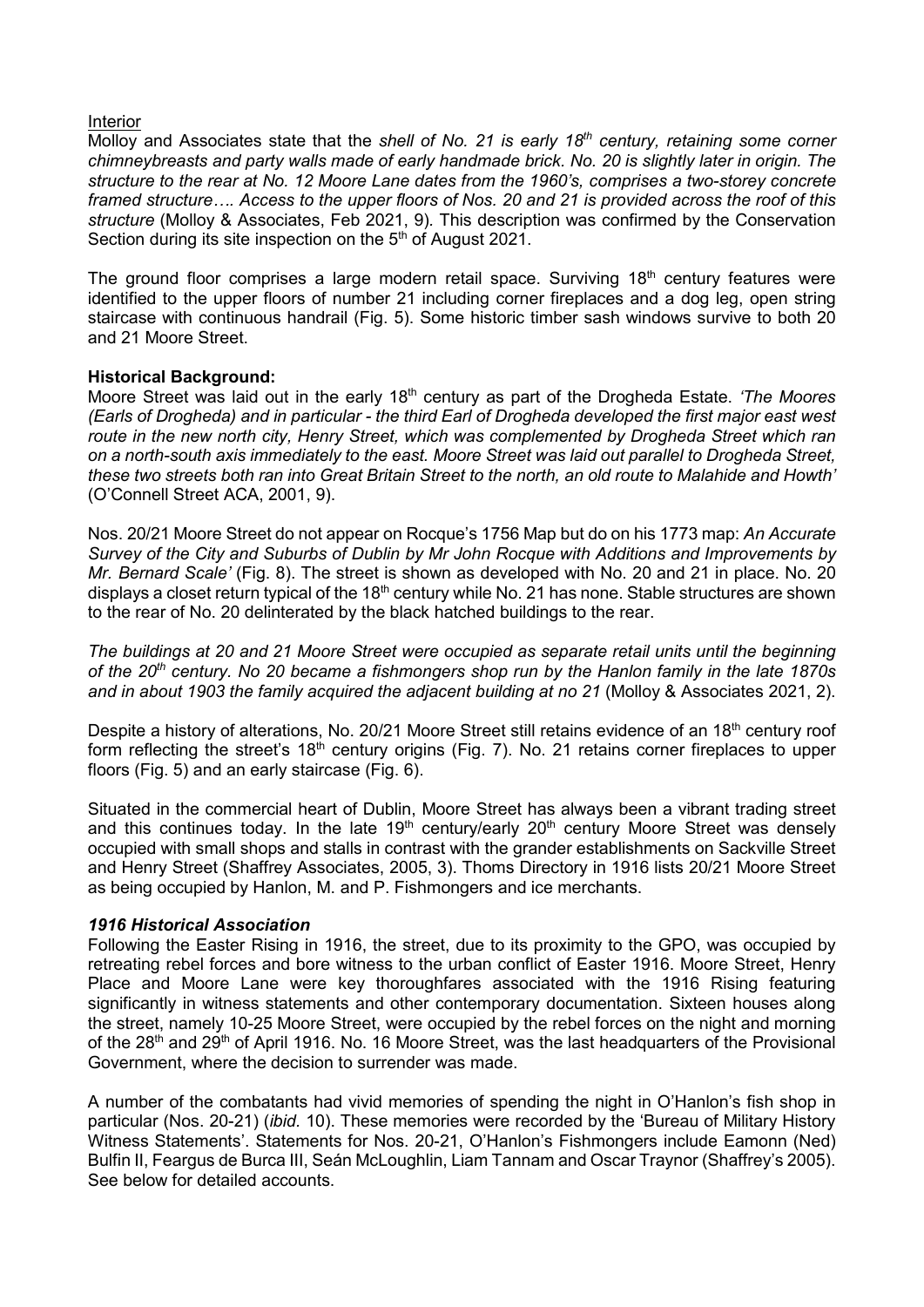Interior

Molloy and Associates state that the *shell of No. 21 is early 18th century, retaining some corner chimneybreasts and party walls made of early handmade brick. No. 20 is slightly later in origin. The structure to the rear at No. 12 Moore Lane dates from the 1960's, comprises a two-storey concrete framed structure…. Access to the upper floors of Nos. 20 and 21 is provided across the roof of this structure* (Molloy & Associates, Feb 2021, 9). This description was confirmed by the Conservation Section during its site inspection on the 5th of August 2021.

The ground floor comprises a large modern retail space. Surviving 18th century features were identified to the upper floors of number 21 including corner fireplaces and a dog leg, open string staircase with continuous handrail (Fig. 5). Some historic timber sash windows survive to both 20 and 21 Moore Street.

**Historical Background:**

Moore Street was laid out in the early 18th century as part of the Drogheda Estate. *'The Moores (Earls of Drogheda) and in particular - the third Earl of Drogheda developed the first major east west route in the new north city, Henry Street, which was complemented by Drogheda Street which ran on a north-south axis immediately to the east. Moore Street was laid out parallel to Drogheda Street, these two streets both ran into Great Britain Street to the north, an old route to Malahide and Howth'* (O'Connell Street ACA, 2001, 9).

Nos. 20/21 Moore Street do not appear on Rocque's 1756 Map but do on his 1773 map: *An Accurate Survey of the City and Suburbs of Dublin by Mr John Rocque with Additions and Improvements by Mr. Bernard Scale'* (Fig. 8). The street is shown as developed with No. 20 and 21 in place. No. 20 displays a closet return typical of the 18th century while No. 21 has none. Stable structures are shown to the rear of No. 20 delinterated by the black hatched buildings to the rear.

*The buildings at 20 and 21 Moore Street were occupied as separate retail units until the beginning of the 20th century. No 20 became a fishmongers shop run by the Hanlon family in the late 1870s and in about 1903 the family acquired the adjacent building at no 21* (Molloy & Associates 2021, 2).

Despite a history of alterations, No. 20/21 Moore Street still retains evidence of an 18th century roof form reflecting the street's 18th century origins (Fig. 7). No. 21 retains corner fireplaces to upper floors (Fig. 5) and an early staircase (Fig. 6).

Situated in the commercial heart of Dublin, Moore Street has always been a vibrant trading street and this continues today. In the late 19th century/early 20th century Moore Street was densely occupied with small shops and stalls in contrast with the grander establishments on Sackville Street and Henry Street (Shaffrey Associates, 2005, 3). Thoms Directory in 1916 lists 20/21 Moore Street as being occupied by Hanlon, M. and P. Fishmongers and ice merchants.

***1916 Historical Association***

Following the Easter Rising in 1916, the street, due to its proximity to the GPO, was occupied by retreating rebel forces and bore witness to the urban conflict of Easter 1916. Moore Street, Henry Place and Moore Lane were key thoroughfares associated with the 1916 Rising featuring significantly in witness statements and other contemporary documentation. Sixteen houses along the street, namely 10-25 Moore Street, were occupied by the rebel forces on the night and morning of the 28th and 29th of April 1916. No. 16 Moore Street, was the last headquarters of the Provisional Government, where the decision to surrender was made.

A number of the combatants had vivid memories of spending the night in O'Hanlon's fish shop in particular (Nos. 20-21) (*ibid.* 10). These memories were recorded by the 'Bureau of Military History Witness Statements'. Statements for Nos. 20-21, O'Hanlon's Fishmongers include Eamonn (Ned) Bulfin II, Feargus de Burca III, Seán McLoughlin, Liam Tannam and Oscar Traynor (Shaffrey's 2005). See below for detailed accounts.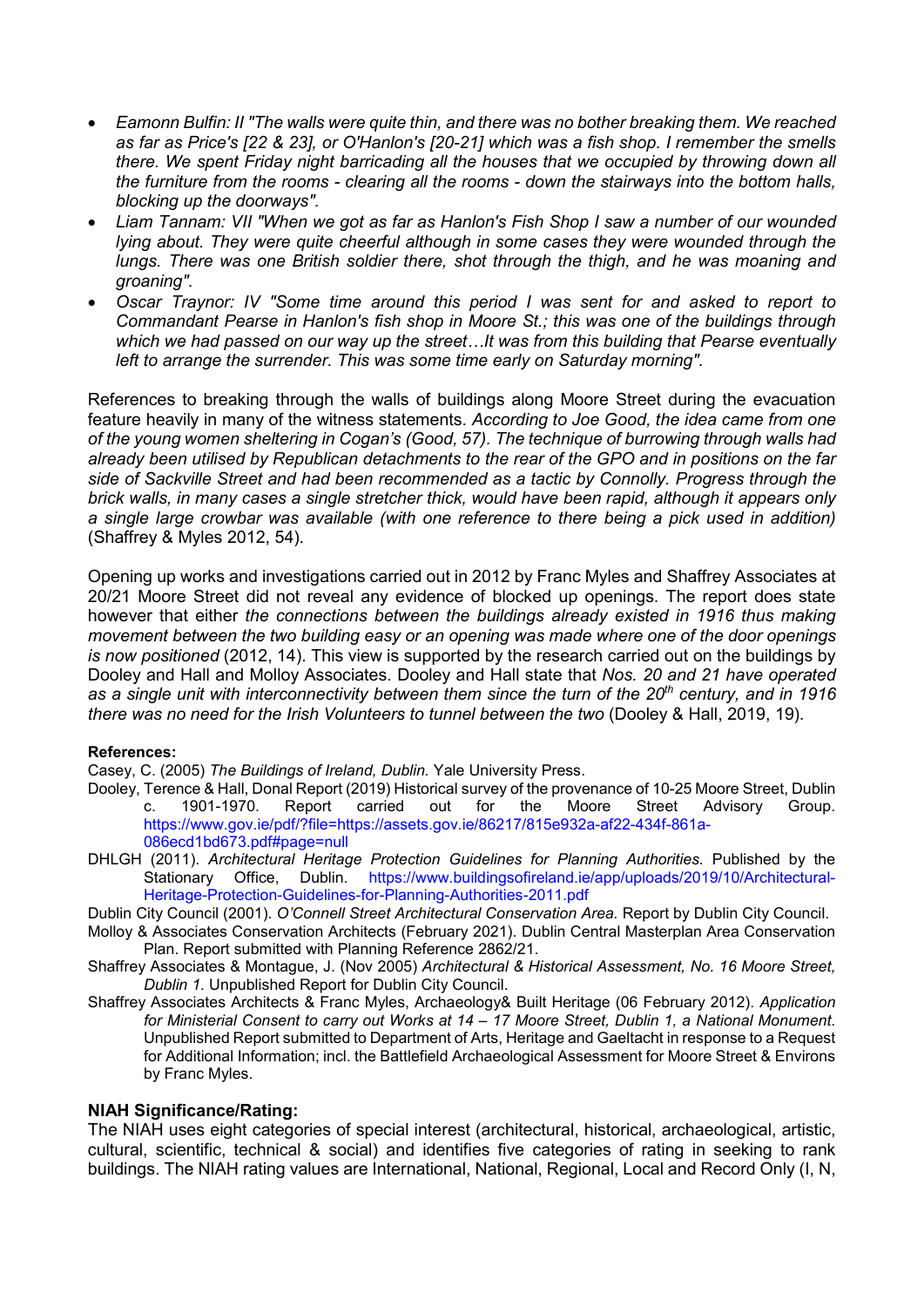- *Eamonn Bulfin: II "The walls were quite thin, and there was no bother breaking them. We reached as far as Price's [22 & 23], or O'Hanlon's [20-21] which was a fish shop. I remember the smells there. We spent Friday night barricading all the houses that we occupied by throwing down all the furniture from the rooms - clearing all the rooms - down the stairways into the bottom halls, blocking up the doorways".*
- *Liam Tannam: VII "When we got as far as Hanlon's Fish Shop I saw a number of our wounded lying about. They were quite cheerful although in some cases they were wounded through the lungs. There was one British soldier there, shot through the thigh, and he was moaning and groaning".*
- *Oscar Traynor: IV "Some time around this period I was sent for and asked to report to Commandant Pearse in Hanlon's fish shop in Moore St.; this was one of the buildings through which we had passed on our way up the street…It was from this building that Pearse eventually left to arrange the surrender. This was some time early on Saturday morning".*

References to breaking through the walls of buildings along Moore Street during the evacuation feature heavily in many of the witness statements. *According to Joe Good, the idea came from one of the young women sheltering in Cogan's (Good, 57). The technique of burrowing through walls had already been utilised by Republican detachments to the rear of the GPO and in positions on the far side of Sackville Street and had been recommended as a tactic by Connolly. Progress through the brick walls, in many cases a single stretcher thick, would have been rapid, although it appears only a single large crowbar was available (with one reference to there being a pick used in addition)* (Shaffrey & Myles 2012, 54).

Opening up works and investigations carried out in 2012 by Franc Myles and Shaffrey Associates at 20/21 Moore Street did not reveal any evidence of blocked up openings. The report does state however that either *the connections between the buildings already existed in 1916 thus making movement between the two building easy or an opening was made where one of the door openings is now positioned* (2012, 14). This view is supported by the research carried out on the buildings by Dooley and Hall and Molloy Associates. Dooley and Hall state that *Nos. 20 and 21 have operated as a single unit with interconnectivity between them since the turn of the 20th century, and in 1916 there was no need for the Irish Volunteers to tunnel between the two* (Dooley & Hall, 2019, 19).

**References:**

Casey, C. (2005) *The Buildings of Ireland, Dublin.* Yale University Press.

Dooley, Terence & Hall, Donal Report (2019) Historical survey of the provenance of 10-25 Moore Street, Dublin c. 1901-1970. Report carried out for the Moore Street Advisory Group. https://www.gov.ie/pdf/?file=https://assets.gov.ie/86217/815e932a-af22-434f-861a-086ecd1bd673.pdf#page=null

DHLGH (2011). *Architectural Heritage Protection Guidelines for Planning Authorities.* Published by the Stationary Office, Dublin. https://www.buildingsofireland.ie/app/uploads/2019/10/Architectural-Heritage-Protection-Guidelines-for-Planning-Authorities-2011.pdf

Dublin City Council (2001). *O'Connell Street Architectural Conservation Area.* Report by Dublin City Council.

Molloy & Associates Conservation Architects (February 2021). Dublin Central Masterplan Area Conservation Plan. Report submitted with Planning Reference 2862/21.

Shaffrey Associates & Montague, J. (Nov 2005) *Architectural & Historical Assessment, No. 16 Moore Street, Dublin 1.* Unpublished Report for Dublin City Council.

Shaffrey Associates Architects & Franc Myles, Archaeology& Built Heritage (06 February 2012). *Application for Ministerial Consent to carry out Works at 14 – 17 Moore Street, Dublin 1, a National Monument.* Unpublished Report submitted to Department of Arts, Heritage and Gaeltacht in response to a Request for Additional Information; incl. the Battlefield Archaeological Assessment for Moore Street & Environs by Franc Myles.

**NIAH Significance/Rating:**

The NIAH uses eight categories of special interest (architectural, historical, archaeological, artistic, cultural, scientific, technical & social) and identifies five categories of rating in seeking to rank buildings. The NIAH rating values are International, National, Regional, Local and Record Only (I, N,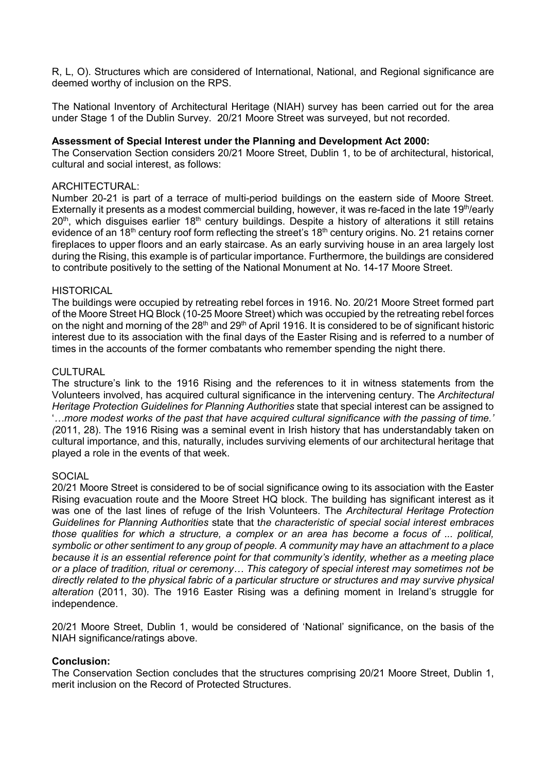R, L, O). Structures which are considered of International, National, and Regional significance are deemed worthy of inclusion on the RPS.

The National Inventory of Architectural Heritage (NIAH) survey has been carried out for the area under Stage 1 of the Dublin Survey. 20/21 Moore Street was surveyed, but not recorded.

**Assessment of Special Interest under the Planning and Development Act 2000:**
The Conservation Section considers 20/21 Moore Street, Dublin 1, to be of architectural, historical, cultural and social interest, as follows:

ARCHITECTURAL:
Number 20-21 is part of a terrace of multi-period buildings on the eastern side of Moore Street. Externally it presents as a modest commercial building, however, it was re-faced in the late 19th/early 20th, which disguises earlier 18th century buildings. Despite a history of alterations it still retains evidence of an 18th century roof form reflecting the street's 18th century origins. No. 21 retains corner fireplaces to upper floors and an early staircase. As an early surviving house in an area largely lost during the Rising, this example is of particular importance. Furthermore, the buildings are considered to contribute positively to the setting of the National Monument at No. 14-17 Moore Street.

HISTORICAL
The buildings were occupied by retreating rebel forces in 1916. No. 20/21 Moore Street formed part of the Moore Street HQ Block (10-25 Moore Street) which was occupied by the retreating rebel forces on the night and morning of the 28th and 29th of April 1916. It is considered to be of significant historic interest due to its association with the final days of the Easter Rising and is referred to a number of times in the accounts of the former combatants who remember spending the night there.

CULTURAL
The structure's link to the 1916 Rising and the references to it in witness statements from the Volunteers involved, has acquired cultural significance in the intervening century. The *Architectural Heritage Protection Guidelines for Planning Authorities* state that special interest can be assigned to '*…more modest works of the past that have acquired cultural significance with the passing of time.' (*2011, 28). The 1916 Rising was a seminal event in Irish history that has understandably taken on cultural importance, and this, naturally, includes surviving elements of our architectural heritage that played a role in the events of that week.

SOCIAL
20/21 Moore Street is considered to be of social significance owing to its association with the Easter Rising evacuation route and the Moore Street HQ block. The building has significant interest as it was one of the last lines of refuge of the Irish Volunteers. The *Architectural Heritage Protection Guidelines for Planning Authorities* state that t*he characteristic of special social interest embraces those qualities for which a structure, a complex or an area has become a focus of ... political, symbolic or other sentiment to any group of people. A community may have an attachment to a place because it is an essential reference point for that community's identity, whether as a meeting place or a place of tradition, ritual or ceremony… This category of special interest may sometimes not be directly related to the physical fabric of a particular structure or structures and may survive physical alteration* (2011, 30). The 1916 Easter Rising was a defining moment in Ireland's struggle for independence.

20/21 Moore Street, Dublin 1, would be considered of 'National' significance, on the basis of the NIAH significance/ratings above.

**Conclusion:**
The Conservation Section concludes that the structures comprising 20/21 Moore Street, Dublin 1, merit inclusion on the Record of Protected Structures.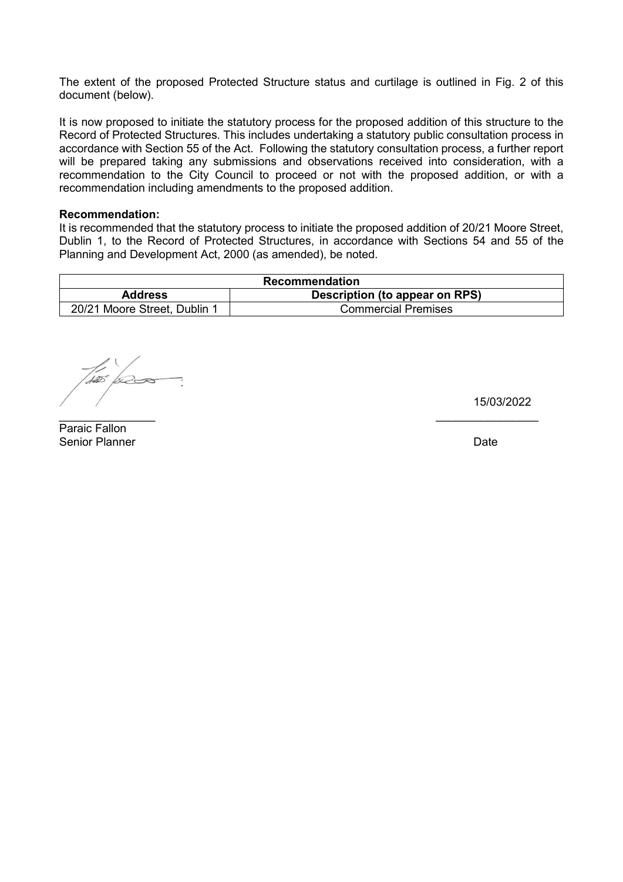The extent of the proposed Protected Structure status and curtilage is outlined in Fig. 2 of this document (below).

It is now proposed to initiate the statutory process for the proposed addition of this structure to the Record of Protected Structures. This includes undertaking a statutory public consultation process in accordance with Section 55 of the Act. Following the statutory consultation process, a further report will be prepared taking any submissions and observations received into consideration, with a recommendation to the City Council to proceed or not with the proposed addition, or with a recommendation including amendments to the proposed addition.

**Recommendation:**
It is recommended that the statutory process to initiate the proposed addition of 20/21 Moore Street, Dublin 1, to the Record of Protected Structures, in accordance with Sections 54 and 55 of the Planning and Development Act, 2000 (as amended), be noted.

| **Recommendation** | |
|---|---|
| **Address** | **Description (to appear on RPS)** |
| 20/21 Moore Street, Dublin 1 | Commercial Premises |

15/03/2022

Paraic Fallon
Senior Planner

Date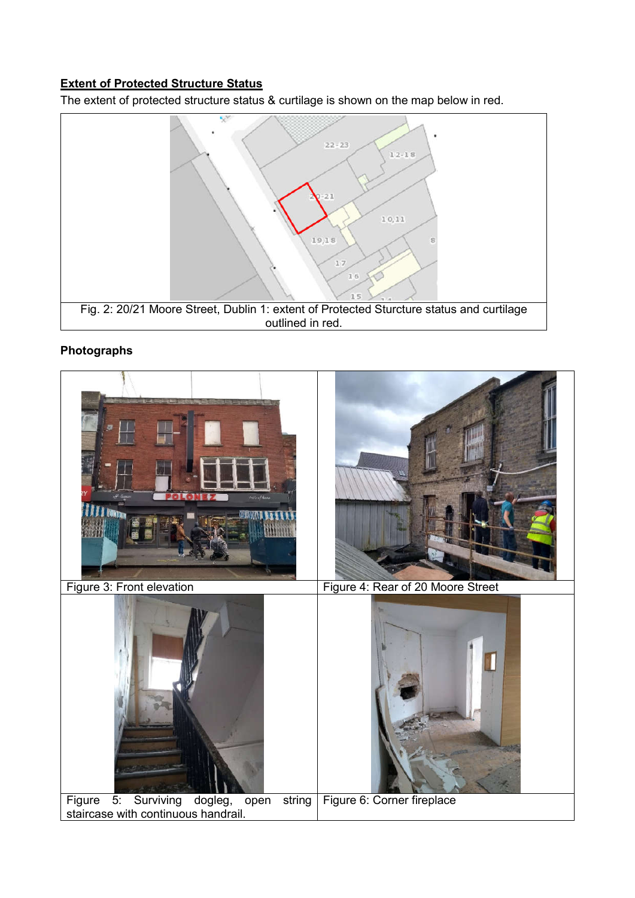**Extent of Protected Structure Status**

The extent of protected structure status & curtilage is shown on the map below in red.

Fig. 2: 20/21 Moore Street, Dublin 1: extent of Protected Sturcture status and curtilage outlined in red.

**Photographs**

Figure 3: Front elevation

Figure 4: Rear of 20 Moore Street

Figure 5: Surviving dogleg, open string staircase with continuous handrail.

Figure 6: Corner fireplace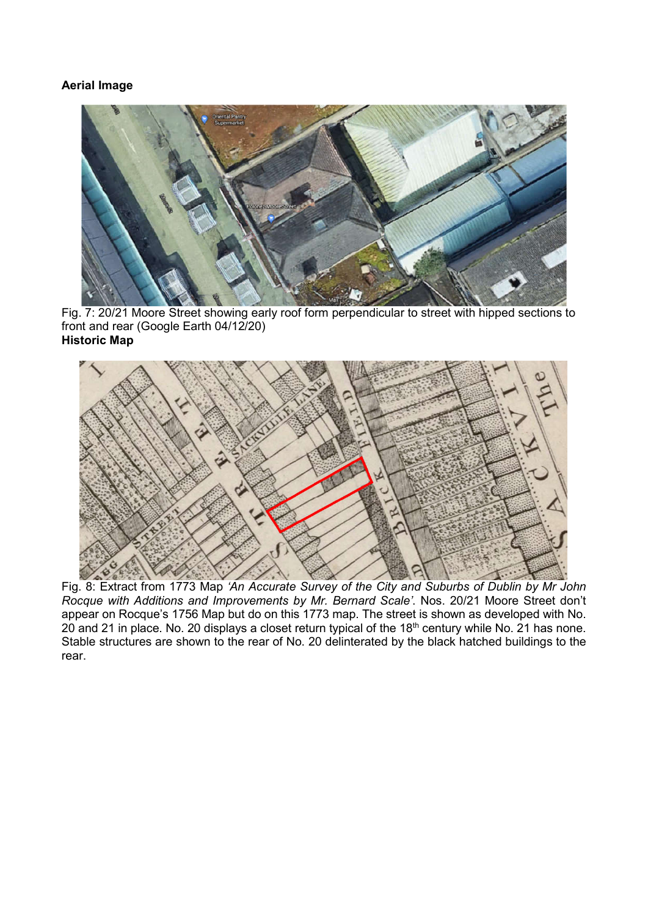**Aerial Image**

Fig. 7: 20/21 Moore Street showing early roof form perpendicular to street with hipped sections to front and rear (Google Earth 04/12/20)

**Historic Map**

Fig. 8: Extract from 1773 Map *'An Accurate Survey of the City and Suburbs of Dublin by Mr John Rocque with Additions and Improvements by Mr. Bernard Scale'*. Nos. 20/21 Moore Street don't appear on Rocque's 1756 Map but do on this 1773 map. The street is shown as developed with No. 20 and 21 in place. No. 20 displays a closet return typical of the 18th century while No. 21 has none. Stable structures are shown to the rear of No. 20 delinterated by the black hatched buildings to the rear.